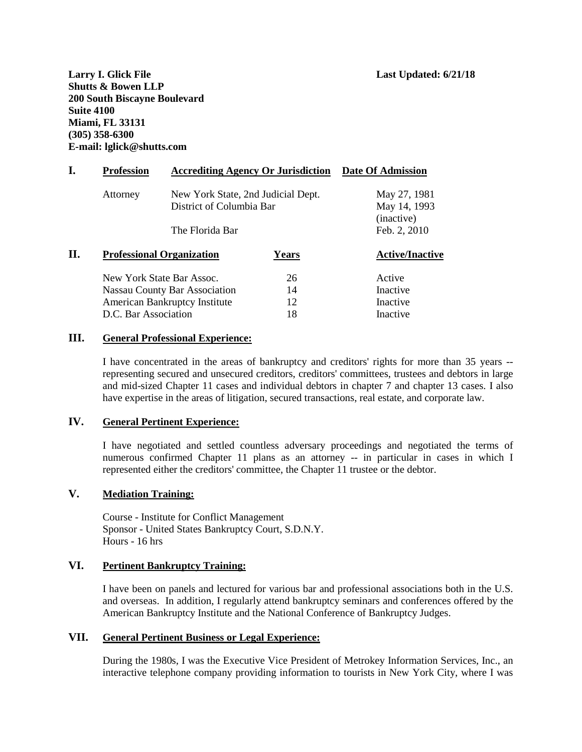**Larry I. Glick File**
**Shutts & Bowen LLP**
**200 South Biscayne Boulevard**
**Suite 4100**
**Miami, FL 33131**
**(305) 358-6300**
**E-mail: lglick@shutts.com**

**Last Updated: 6/21/18**

## I. Profession

| Profession | Accrediting Agency Or Jurisdiction | Date Of Admission |
|---|---|---|
| Attorney | New York State, 2nd Judicial Dept. | May 27, 1981 |
| | District of Columbia Bar | May 14, 1993 (inactive) |
| | The Florida Bar | Feb. 2, 2010 |

## II. Professional Organization

| Professional Organization | Years | Active/Inactive |
|---|---|---|
| New York State Bar Assoc. | 26 | Active |
| Nassau County Bar Association | 14 | Inactive |
| American Bankruptcy Institute | 12 | Inactive |
| D.C. Bar Association | 18 | Inactive |

## III. General Professional Experience:

I have concentrated in the areas of bankruptcy and creditors' rights for more than 35 years -- representing secured and unsecured creditors, creditors' committees, trustees and debtors in large and mid-sized Chapter 11 cases and individual debtors in chapter 7 and chapter 13 cases. I also have expertise in the areas of litigation, secured transactions, real estate, and corporate law.

## IV. General Pertinent Experience:

I have negotiated and settled countless adversary proceedings and negotiated the terms of numerous confirmed Chapter 11 plans as an attorney -- in particular in cases in which I represented either the creditors' committee, the Chapter 11 trustee or the debtor.

## V. Mediation Training:

Course - Institute for Conflict Management
Sponsor - United States Bankruptcy Court, S.D.N.Y.
Hours - 16 hrs

## VI. Pertinent Bankruptcy Training:

I have been on panels and lectured for various bar and professional associations both in the U.S. and overseas. In addition, I regularly attend bankruptcy seminars and conferences offered by the American Bankruptcy Institute and the National Conference of Bankruptcy Judges.

## VII. General Pertinent Business or Legal Experience:

During the 1980s, I was the Executive Vice President of Metrokey Information Services, Inc., an interactive telephone company providing information to tourists in New York City, where I was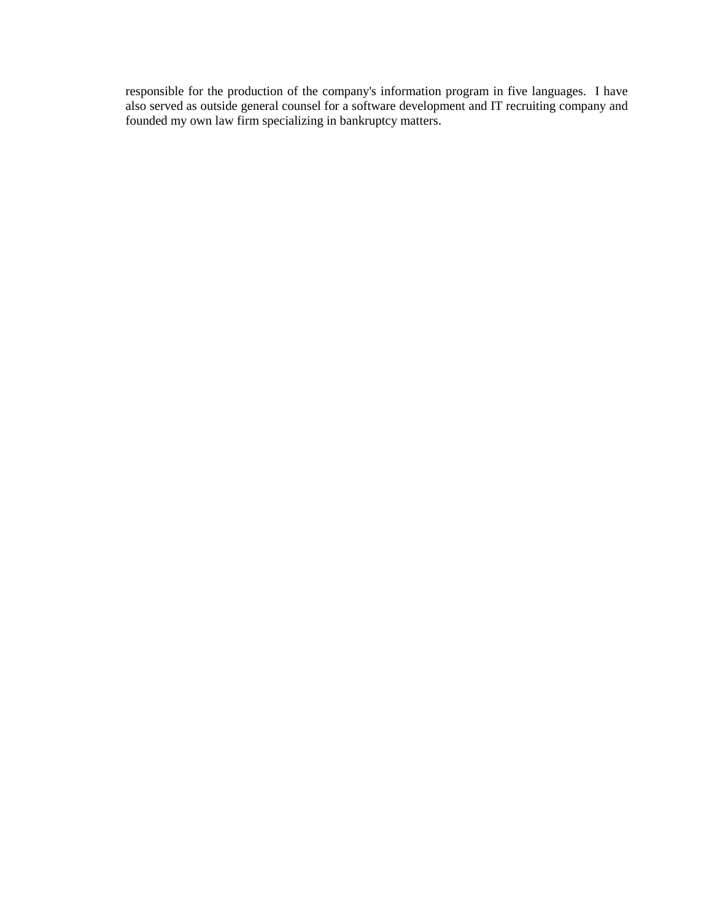responsible for the production of the company's information program in five languages. I have also served as outside general counsel for a software development and IT recruiting company and founded my own law firm specializing in bankruptcy matters.